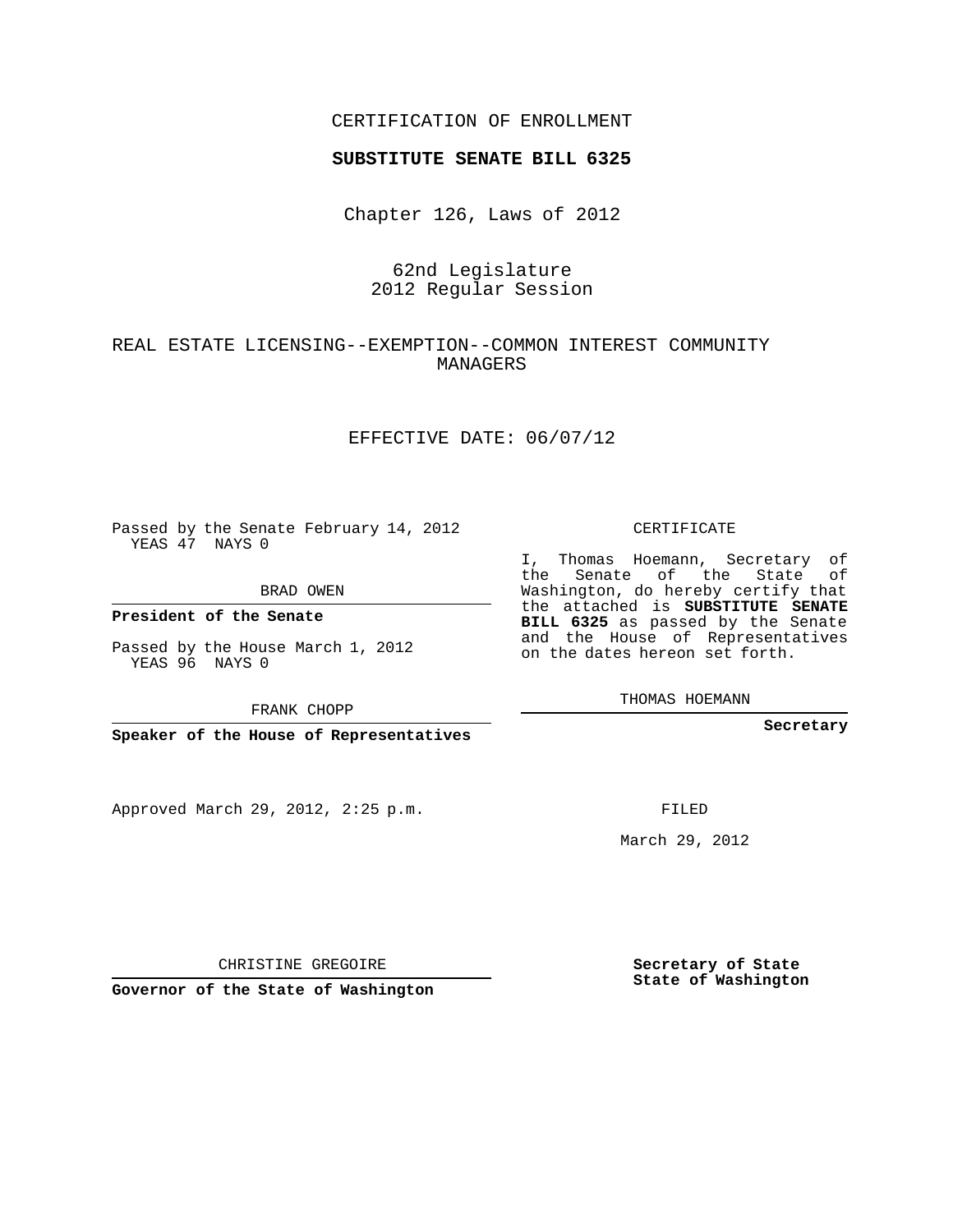CERTIFICATION OF ENROLLMENT

**SUBSTITUTE SENATE BILL 6325**

Chapter 126, Laws of 2012

62nd Legislature
2012 Regular Session

REAL ESTATE LICENSING--EXEMPTION--COMMON INTEREST COMMUNITY MANAGERS

EFFECTIVE DATE: 06/07/12

Passed by the Senate February 14, 2012
YEAS 47 NAYS 0

BRAD OWEN

**President of the Senate**

Passed by the House March 1, 2012
YEAS 96 NAYS 0

FRANK CHOPP

**Speaker of the House of Representatives**

Approved March 29, 2012, 2:25 p.m.

CHRISTINE GREGOIRE

**Governor of the State of Washington**

CERTIFICATE

I, Thomas Hoemann, Secretary of the Senate of the State of Washington, do hereby certify that the attached is **SUBSTITUTE SENATE BILL 6325** as passed by the Senate and the House of Representatives on the dates hereon set forth.

THOMAS HOEMANN

**Secretary**

FILED

March 29, 2012

**Secretary of State**
**State of Washington**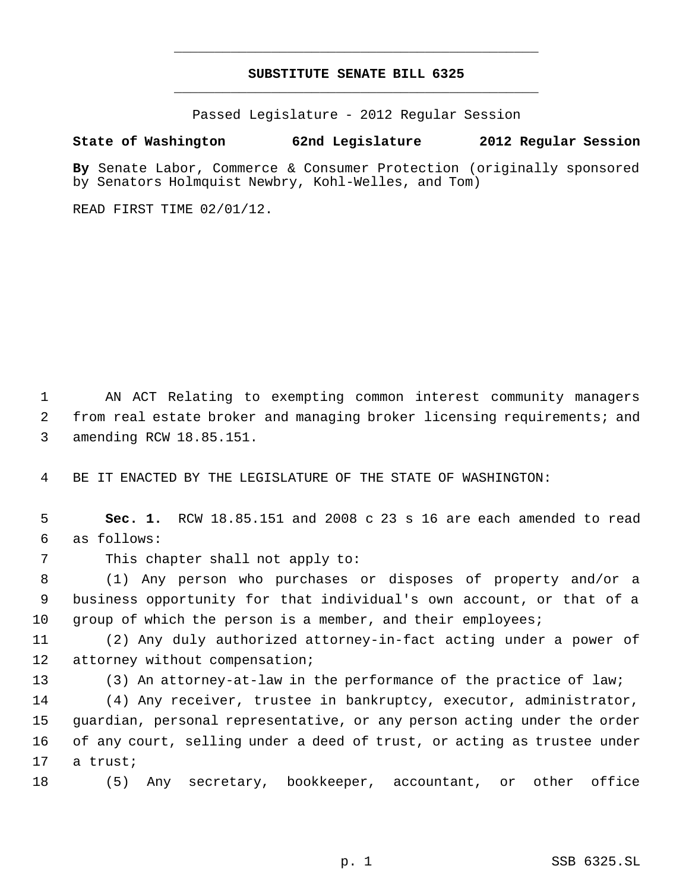# SUBSTITUTE SENATE BILL 6325

Passed Legislature - 2012 Regular Session

**State of Washington 62nd Legislature 2012 Regular Session**

**By** Senate Labor, Commerce & Consumer Protection (originally sponsored by Senators Holmquist Newbry, Kohl-Welles, and Tom)

READ FIRST TIME 02/01/12.

AN ACT Relating to exempting common interest community managers from real estate broker and managing broker licensing requirements; and amending RCW 18.85.151.

BE IT ENACTED BY THE LEGISLATURE OF THE STATE OF WASHINGTON:

**Sec. 1.** RCW 18.85.151 and 2008 c 23 s 16 are each amended to read as follows:

This chapter shall not apply to:

(1) Any person who purchases or disposes of property and/or a business opportunity for that individual's own account, or that of a group of which the person is a member, and their employees;

(2) Any duly authorized attorney-in-fact acting under a power of attorney without compensation;

(3) An attorney-at-law in the performance of the practice of law;

(4) Any receiver, trustee in bankruptcy, executor, administrator, guardian, personal representative, or any person acting under the order of any court, selling under a deed of trust, or acting as trustee under a trust;

(5) Any secretary, bookkeeper, accountant, or other office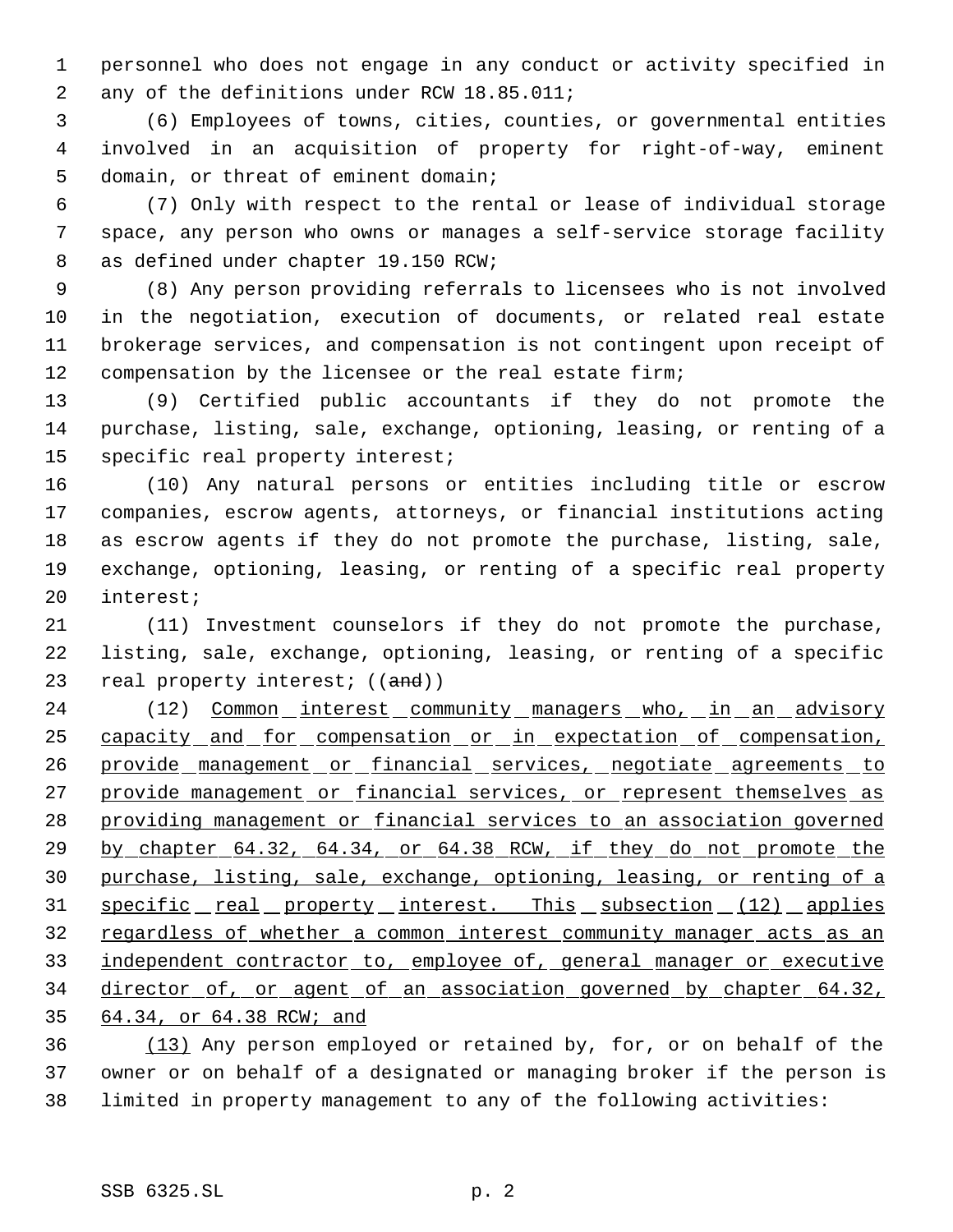personnel who does not engage in any conduct or activity specified in any of the definitions under RCW 18.85.011;

(6) Employees of towns, cities, counties, or governmental entities involved in an acquisition of property for right-of-way, eminent domain, or threat of eminent domain;

(7) Only with respect to the rental or lease of individual storage space, any person who owns or manages a self-service storage facility as defined under chapter 19.150 RCW;

(8) Any person providing referrals to licensees who is not involved in the negotiation, execution of documents, or related real estate brokerage services, and compensation is not contingent upon receipt of compensation by the licensee or the real estate firm;

(9) Certified public accountants if they do not promote the purchase, listing, sale, exchange, optioning, leasing, or renting of a specific real property interest;

(10) Any natural persons or entities including title or escrow companies, escrow agents, attorneys, or financial institutions acting as escrow agents if they do not promote the purchase, listing, sale, exchange, optioning, leasing, or renting of a specific real property interest;

(11) Investment counselors if they do not promote the purchase, listing, sale, exchange, optioning, leasing, or renting of a specific real property interest; ((~~and~~))

(12) <u>Common interest community managers who, in an advisory capacity and for compensation or in expectation of compensation, provide management or financial services, negotiate agreements to provide management or financial services, or represent themselves as providing management or financial services to an association governed by chapter 64.32, 64.34, or 64.38 RCW, if they do not promote the purchase, listing, sale, exchange, optioning, leasing, or renting of a specific real property interest. This subsection (12) applies regardless of whether a common interest community manager acts as an independent contractor to, employee of, general manager or executive director of, or agent of an association governed by chapter 64.32, 64.34, or 64.38 RCW; and</u>

<u>(13)</u> Any person employed or retained by, for, or on behalf of the owner or on behalf of a designated or managing broker if the person is limited in property management to any of the following activities: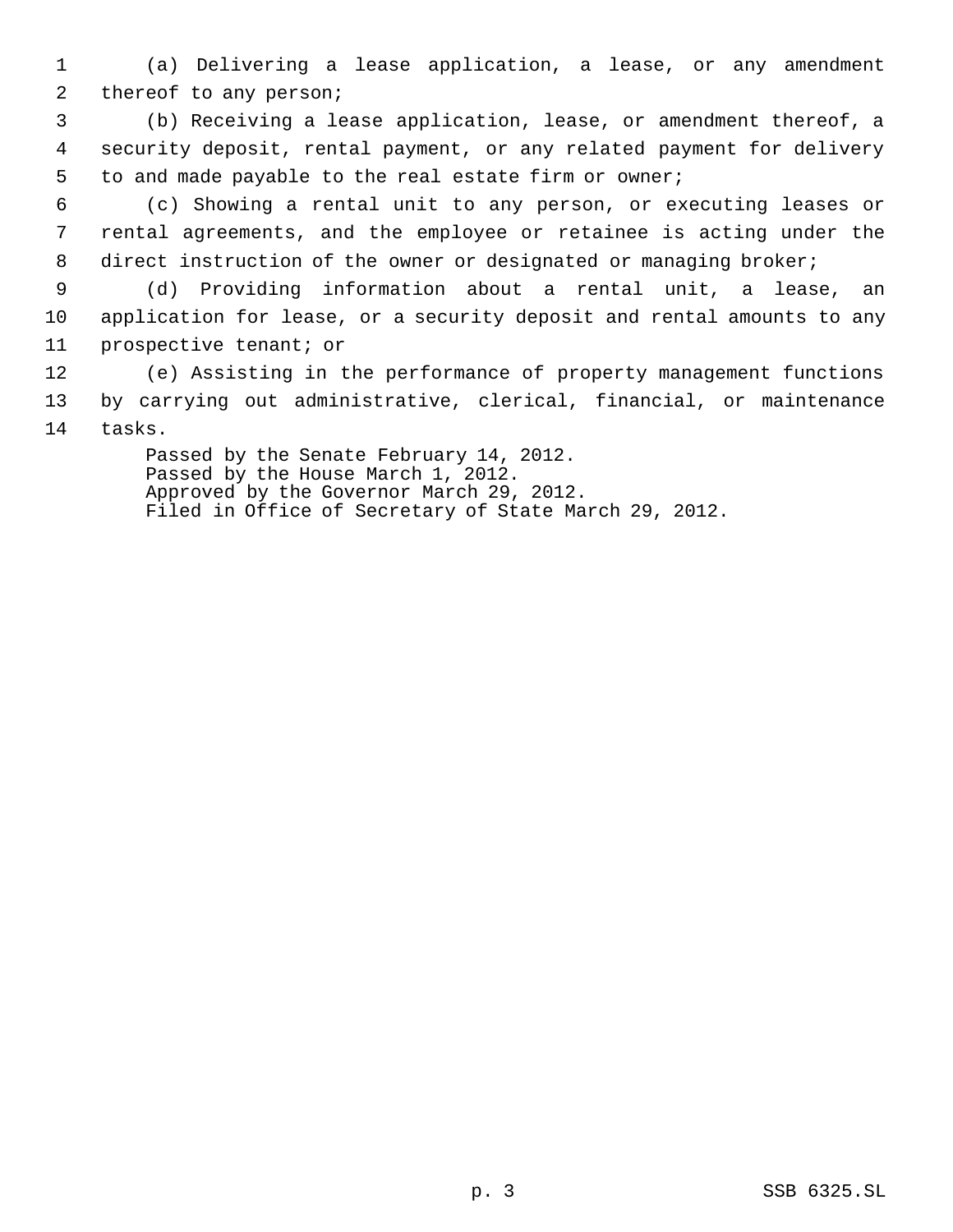(a) Delivering a lease application, a lease, or any amendment thereof to any person;

(b) Receiving a lease application, lease, or amendment thereof, a security deposit, rental payment, or any related payment for delivery to and made payable to the real estate firm or owner;

(c) Showing a rental unit to any person, or executing leases or rental agreements, and the employee or retainee is acting under the direct instruction of the owner or designated or managing broker;

(d) Providing information about a rental unit, a lease, an application for lease, or a security deposit and rental amounts to any prospective tenant; or

(e) Assisting in the performance of property management functions by carrying out administrative, clerical, financial, or maintenance tasks.

Passed by the Senate February 14, 2012.
Passed by the House March 1, 2012.
Approved by the Governor March 29, 2012.
Filed in Office of Secretary of State March 29, 2012.